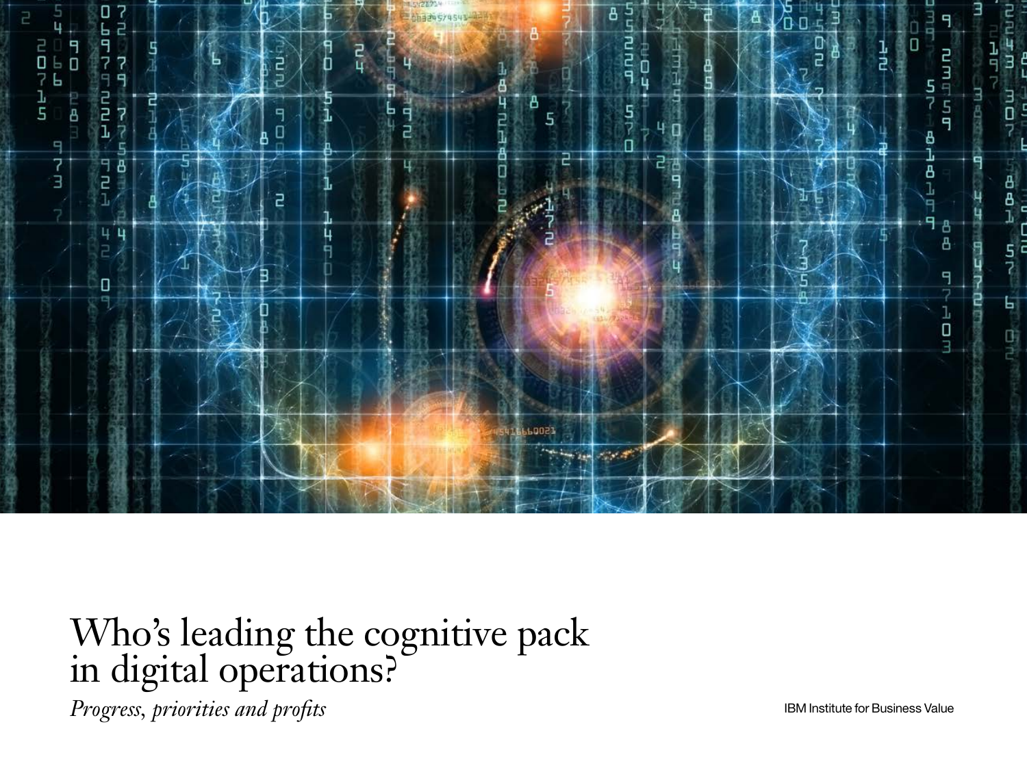# Who's leading the cognitive pack in digital operations?

*Progress, priorities and profits*

IBM Institute for Business Value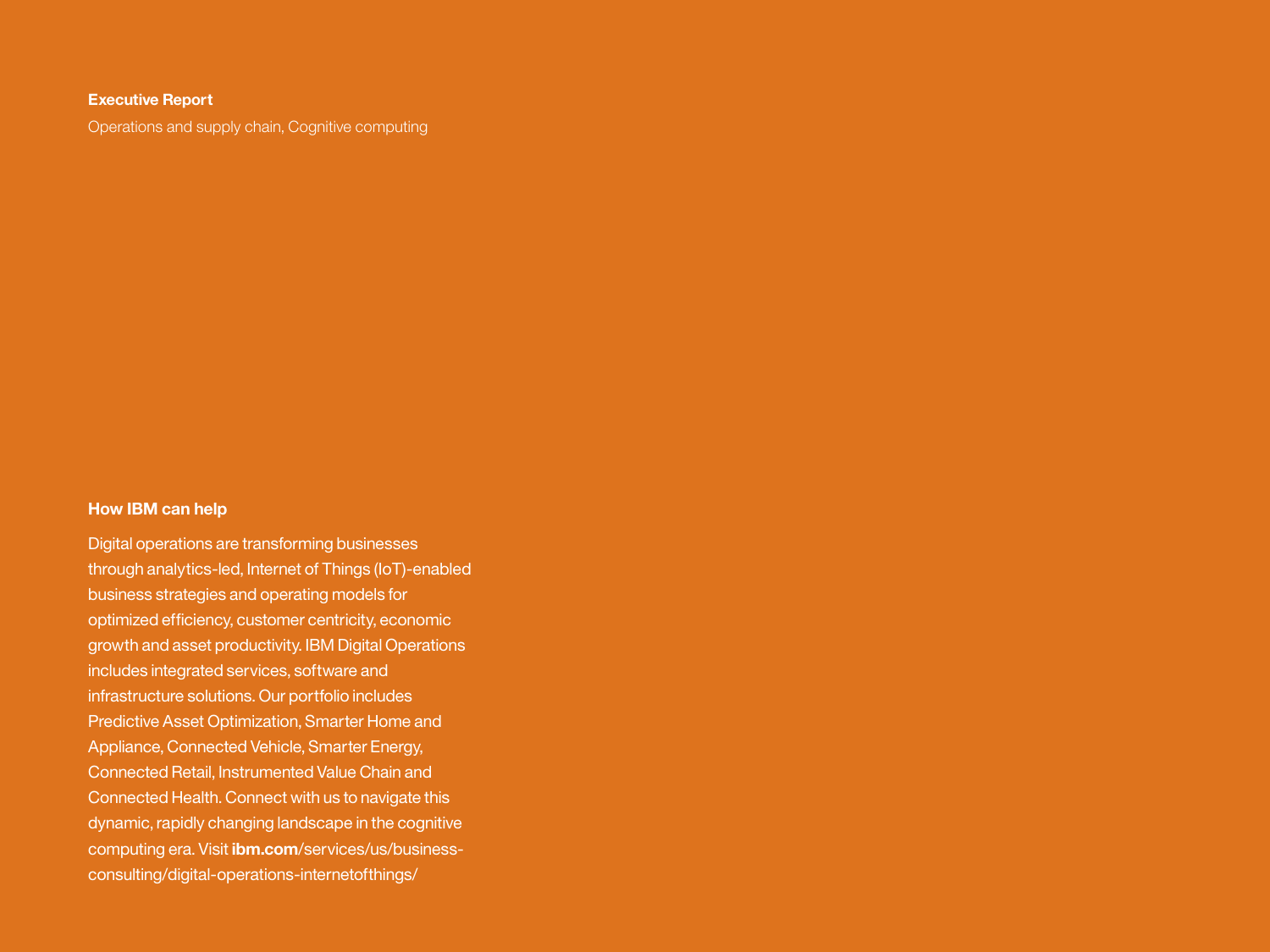**Executive Report**

Operations and supply chain, Cognitive computing

## How IBM can help

Digital operations are transforming businesses through analytics-led, Internet of Things (IoT)-enabled business strategies and operating models for optimized efficiency, customer centricity, economic growth and asset productivity. IBM Digital Operations includes integrated services, software and infrastructure solutions. Our portfolio includes Predictive Asset Optimization, Smarter Home and Appliance, Connected Vehicle, Smarter Energy, Connected Retail, Instrumented Value Chain and Connected Health. Connect with us to navigate this dynamic, rapidly changing landscape in the cognitive computing era. Visit **ibm.com**/services/us/business-consulting/digital-operations-internetofthings/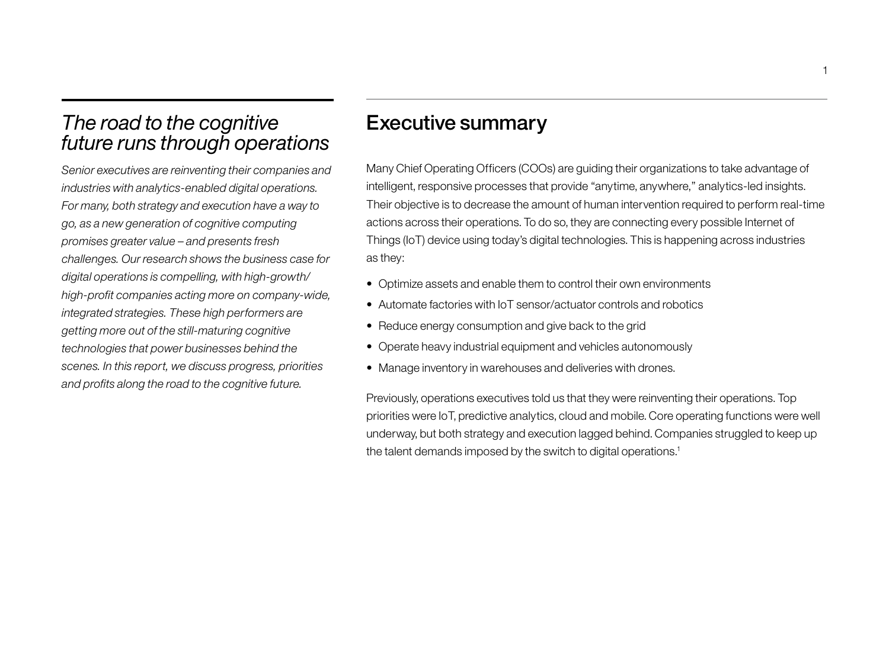## *The road to the cognitive future runs through operations*

*Senior executives are reinventing their companies and industries with analytics-enabled digital operations. For many, both strategy and execution have a way to go, as a new generation of cognitive computing promises greater value – and presents fresh challenges. Our research shows the business case for digital operations is compelling, with high-growth/high-profit companies acting more on company-wide, integrated strategies. These high performers are getting more out of the still-maturing cognitive technologies that power businesses behind the scenes. In this report, we discuss progress, priorities and profits along the road to the cognitive future.*

## Executive summary

Many Chief Operating Officers (COOs) are guiding their organizations to take advantage of intelligent, responsive processes that provide "anytime, anywhere," analytics-led insights. Their objective is to decrease the amount of human intervention required to perform real-time actions across their operations. To do so, they are connecting every possible Internet of Things (IoT) device using today's digital technologies. This is happening across industries as they:

- Optimize assets and enable them to control their own environments
- Automate factories with IoT sensor/actuator controls and robotics
- Reduce energy consumption and give back to the grid
- Operate heavy industrial equipment and vehicles autonomously
- Manage inventory in warehouses and deliveries with drones.

Previously, operations executives told us that they were reinventing their operations. Top priorities were IoT, predictive analytics, cloud and mobile. Core operating functions were well underway, but both strategy and execution lagged behind. Companies struggled to keep up the talent demands imposed by the switch to digital operations.[1]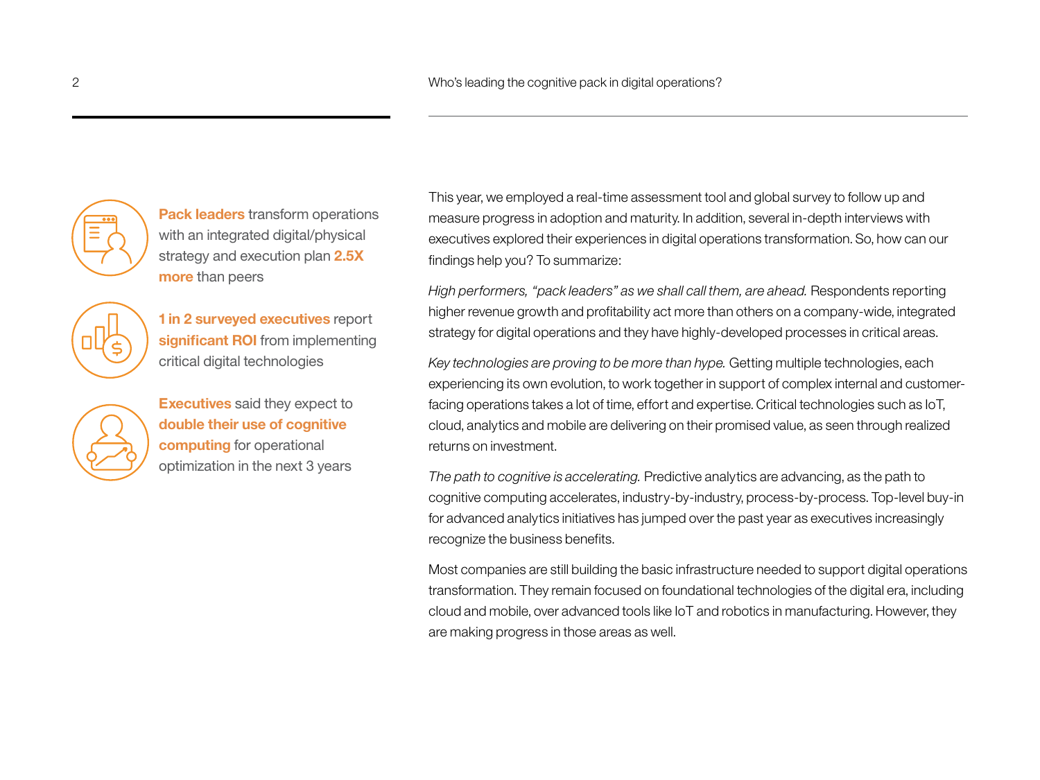**Pack leaders** transform operations with an integrated digital/physical strategy and execution plan **2.5X more** than peers

**1 in 2 surveyed executives** report **significant ROI** from implementing critical digital technologies

**Executives** said they expect to **double their use of cognitive computing** for operational optimization in the next 3 years

This year, we employed a real-time assessment tool and global survey to follow up and measure progress in adoption and maturity. In addition, several in-depth interviews with executives explored their experiences in digital operations transformation. So, how can our findings help you? To summarize:

*High performers, "pack leaders" as we shall call them, are ahead.* Respondents reporting higher revenue growth and profitability act more than others on a company-wide, integrated strategy for digital operations and they have highly-developed processes in critical areas.

*Key technologies are proving to be more than hype.* Getting multiple technologies, each experiencing its own evolution, to work together in support of complex internal and customer-facing operations takes a lot of time, effort and expertise. Critical technologies such as IoT, cloud, analytics and mobile are delivering on their promised value, as seen through realized returns on investment.

*The path to cognitive is accelerating.* Predictive analytics are advancing, as the path to cognitive computing accelerates, industry-by-industry, process-by-process. Top-level buy-in for advanced analytics initiatives has jumped over the past year as executives increasingly recognize the business benefits.

Most companies are still building the basic infrastructure needed to support digital operations transformation. They remain focused on foundational technologies of the digital era, including cloud and mobile, over advanced tools like IoT and robotics in manufacturing. However, they are making progress in those areas as well.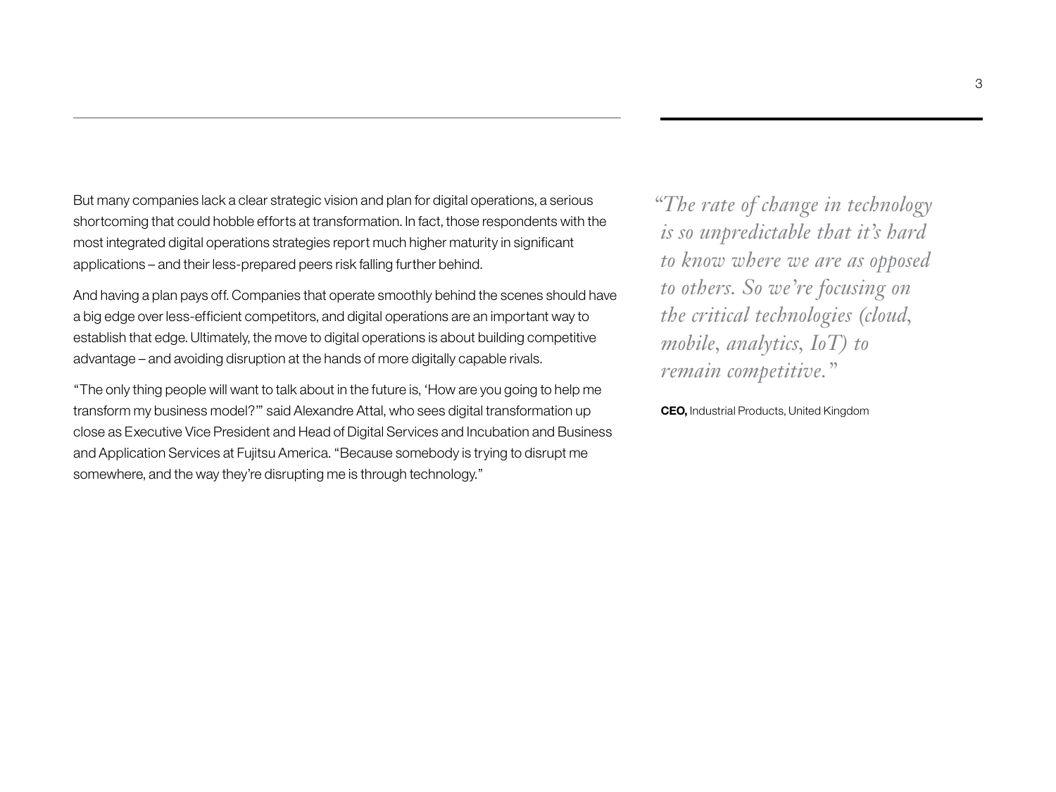But many companies lack a clear strategic vision and plan for digital operations, a serious shortcoming that could hobble efforts at transformation. In fact, those respondents with the most integrated digital operations strategies report much higher maturity in significant applications – and their less-prepared peers risk falling further behind.

And having a plan pays off. Companies that operate smoothly behind the scenes should have a big edge over less-efficient competitors, and digital operations are an important way to establish that edge. Ultimately, the move to digital operations is about building competitive advantage – and avoiding disruption at the hands of more digitally capable rivals.

"The only thing people will want to talk about in the future is, 'How are you going to help me transform my business model?'" said Alexandre Attal, who sees digital transformation up close as Executive Vice President and Head of Digital Services and Incubation and Business and Application Services at Fujitsu America. "Because somebody is trying to disrupt me somewhere, and the way they're disrupting me is through technology."

*"The rate of change in technology is so unpredictable that it's hard to know where we are as opposed to others. So we're focusing on the critical technologies (cloud, mobile, analytics, IoT) to remain competitive."*

**CEO,** Industrial Products, United Kingdom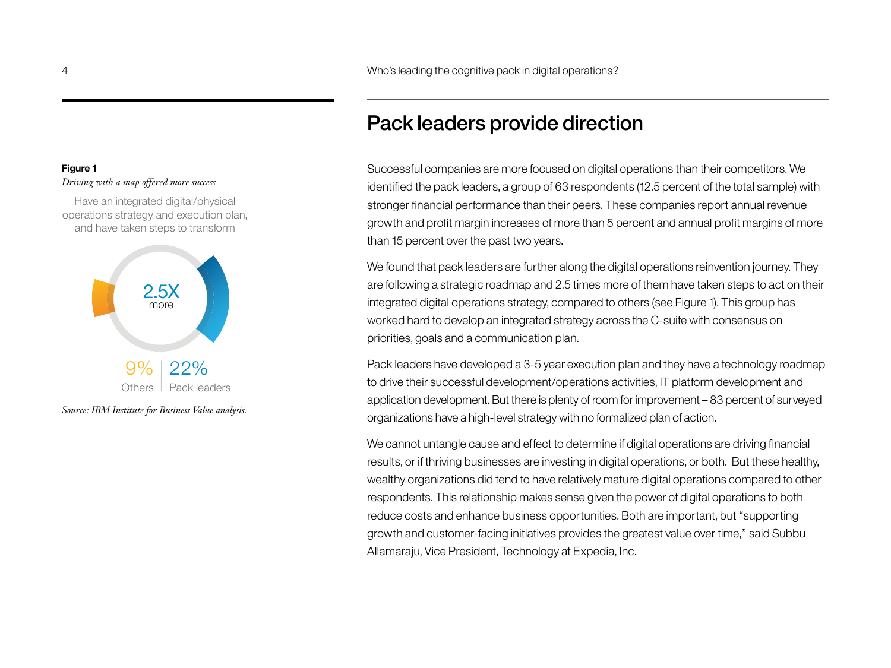## Pack leaders provide direction

Successful companies are more focused on digital operations than their competitors. We identified the pack leaders, a group of 63 respondents (12.5 percent of the total sample) with stronger financial performance than their peers. These companies report annual revenue growth and profit margin increases of more than 5 percent and annual profit margins of more than 15 percent over the past two years.

We found that pack leaders are further along the digital operations reinvention journey. They are following a strategic roadmap and 2.5 times more of them have taken steps to act on their integrated digital operations strategy, compared to others (see Figure 1). This group has worked hard to develop an integrated strategy across the C-suite with consensus on priorities, goals and a communication plan.

Pack leaders have developed a 3-5 year execution plan and they have a technology roadmap to drive their successful development/operations activities, IT platform development and application development. But there is plenty of room for improvement – 83 percent of surveyed organizations have a high-level strategy with no formalized plan of action.

We cannot untangle cause and effect to determine if digital operations are driving financial results, or if thriving businesses are investing in digital operations, or both. But these healthy, wealthy organizations did tend to have relatively mature digital operations compared to other respondents. This relationship makes sense given the power of digital operations to both reduce costs and enhance business opportunities. Both are important, but "supporting growth and customer-facing initiatives provides the greatest value over time," said Subbu Allamaraju, Vice President, Technology at Expedia, Inc.

**Figure 1**

*Driving with a map offered more success*

Have an integrated digital/physical operations strategy and execution plan, and have taken steps to transform

2.5X more

9% Others | 22% Pack leaders

*Source: IBM Institute for Business Value analysis.*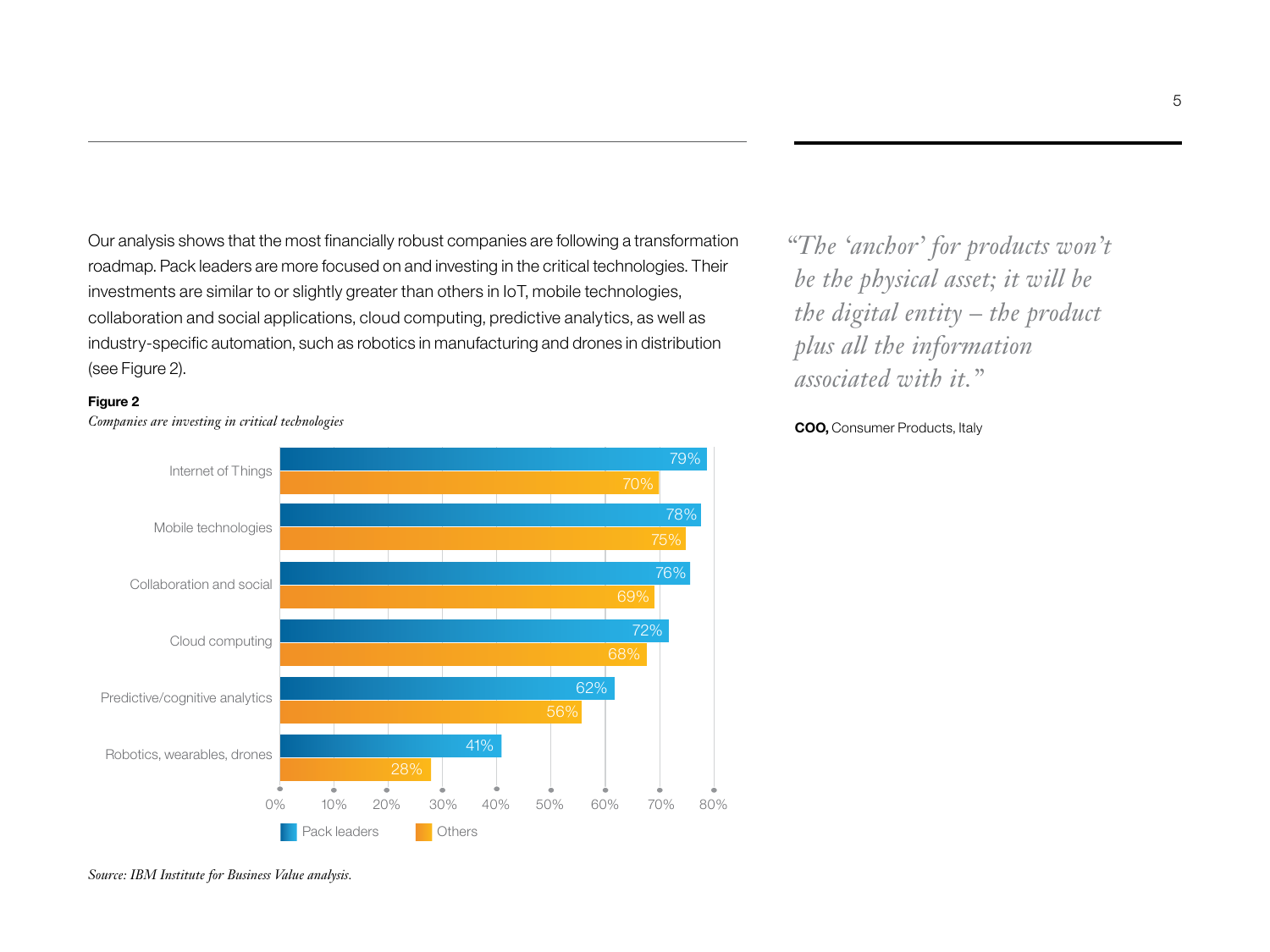Our analysis shows that the most financially robust companies are following a transformation roadmap. Pack leaders are more focused on and investing in the critical technologies. Their investments are similar to or slightly greater than others in IoT, mobile technologies, collaboration and social applications, cloud computing, predictive analytics, as well as industry-specific automation, such as robotics in manufacturing and drones in distribution (see Figure 2).

**Figure 2**

*Companies are investing in critical technologies*

| | Pack leaders | Others |
|---|---|---|
| Internet of Things | 79% | 70% |
| Mobile technologies | 78% | 75% |
| Collaboration and social | 76% | 69% |
| Cloud computing | 72% | 68% |
| Predictive/cognitive analytics | 62% | 56% |
| Robotics, wearables, drones | 41% | 28% |

*Source: IBM Institute for Business Value analysis.*

> *"The 'anchor' for products won't be the physical asset; it will be the digital entity – the product plus all the information associated with it."*
>
> **COO,** Consumer Products, Italy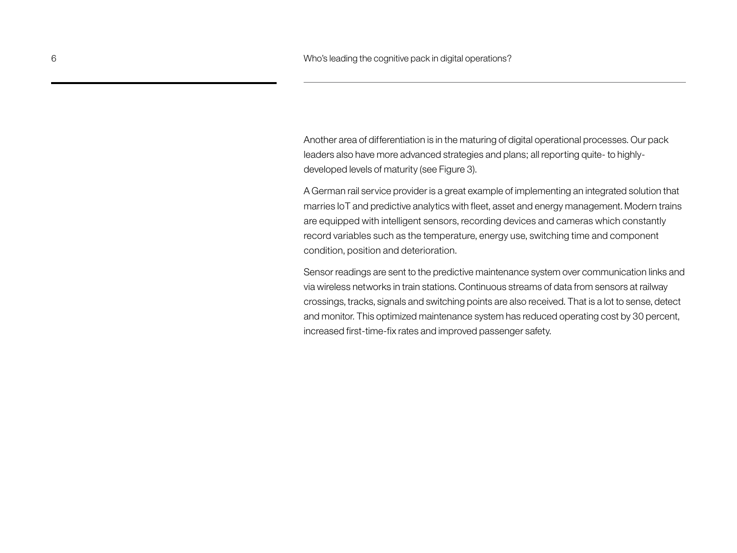Another area of differentiation is in the maturing of digital operational processes. Our pack leaders also have more advanced strategies and plans; all reporting quite- to highly-developed levels of maturity (see Figure 3).

A German rail service provider is a great example of implementing an integrated solution that marries IoT and predictive analytics with fleet, asset and energy management. Modern trains are equipped with intelligent sensors, recording devices and cameras which constantly record variables such as the temperature, energy use, switching time and component condition, position and deterioration.

Sensor readings are sent to the predictive maintenance system over communication links and via wireless networks in train stations. Continuous streams of data from sensors at railway crossings, tracks, signals and switching points are also received. That is a lot to sense, detect and monitor. This optimized maintenance system has reduced operating cost by 30 percent, increased first-time-fix rates and improved passenger safety.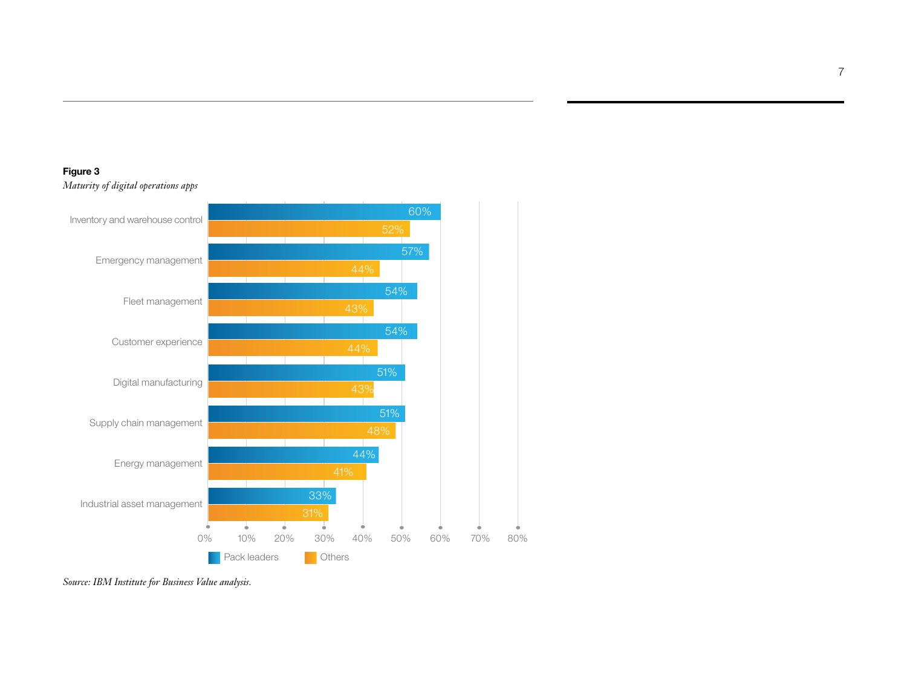**Figure 3**

*Maturity of digital operations apps*

| | Pack leaders | Others |
|---|---|---|
| Inventory and warehouse control | 60% | 52% |
| Emergency management | 57% | 44% |
| Fleet management | 54% | 43% |
| Customer experience | 54% | 44% |
| Digital manufacturing | 51% | 43% |
| Supply chain management | 51% | 48% |
| Energy management | 44% | 41% |
| Industrial asset management | 33% | 31% |

*Source: IBM Institute for Business Value analysis.*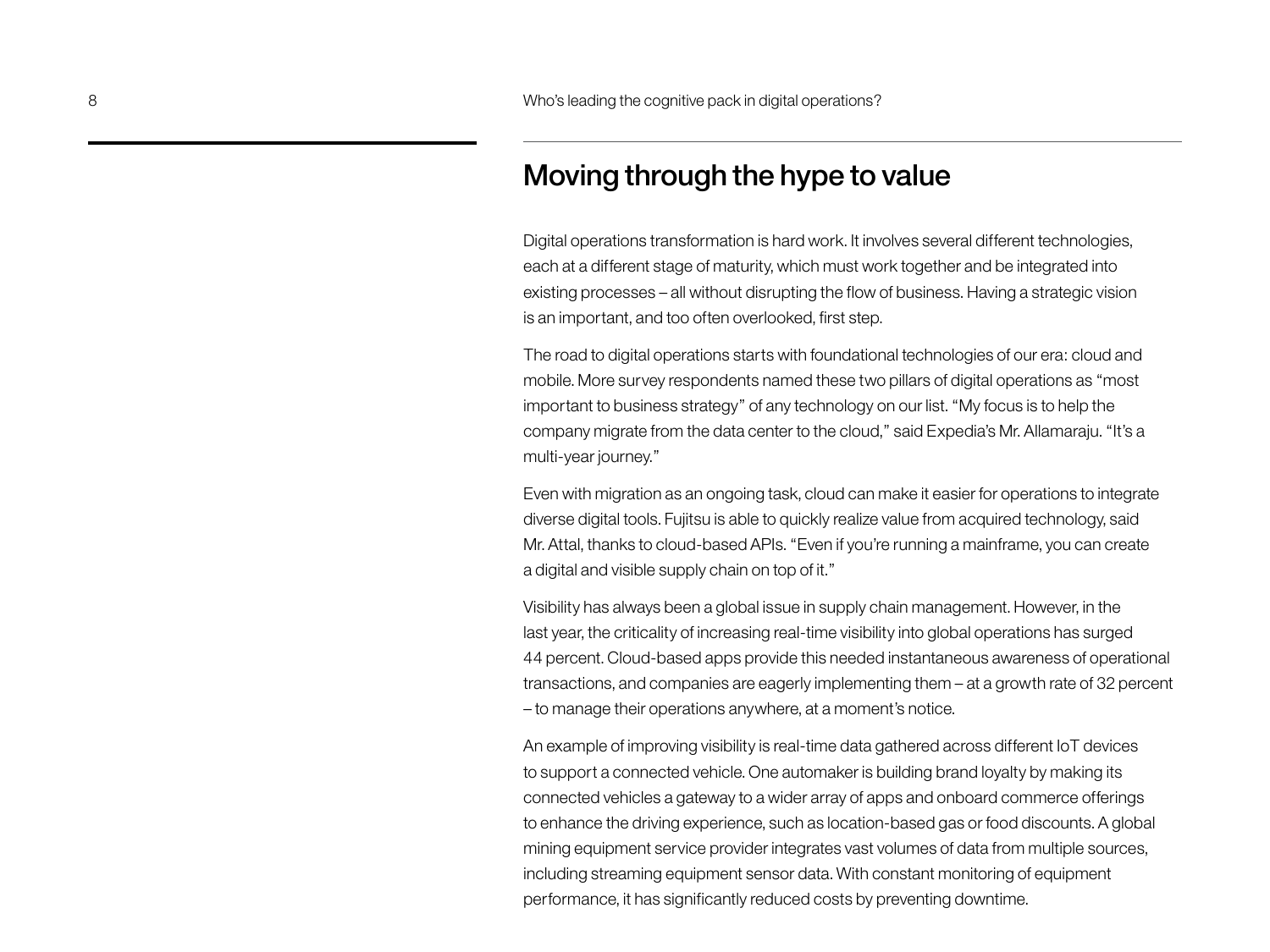## Moving through the hype to value

Digital operations transformation is hard work. It involves several different technologies, each at a different stage of maturity, which must work together and be integrated into existing processes – all without disrupting the flow of business. Having a strategic vision is an important, and too often overlooked, first step.

The road to digital operations starts with foundational technologies of our era: cloud and mobile. More survey respondents named these two pillars of digital operations as "most important to business strategy" of any technology on our list. "My focus is to help the company migrate from the data center to the cloud," said Expedia's Mr. Allamaraju. "It's a multi-year journey."

Even with migration as an ongoing task, cloud can make it easier for operations to integrate diverse digital tools. Fujitsu is able to quickly realize value from acquired technology, said Mr. Attal, thanks to cloud-based APIs. "Even if you're running a mainframe, you can create a digital and visible supply chain on top of it."

Visibility has always been a global issue in supply chain management. However, in the last year, the criticality of increasing real-time visibility into global operations has surged 44 percent. Cloud-based apps provide this needed instantaneous awareness of operational transactions, and companies are eagerly implementing them – at a growth rate of 32 percent – to manage their operations anywhere, at a moment's notice.

An example of improving visibility is real-time data gathered across different IoT devices to support a connected vehicle. One automaker is building brand loyalty by making its connected vehicles a gateway to a wider array of apps and onboard commerce offerings to enhance the driving experience, such as location-based gas or food discounts. A global mining equipment service provider integrates vast volumes of data from multiple sources, including streaming equipment sensor data. With constant monitoring of equipment performance, it has significantly reduced costs by preventing downtime.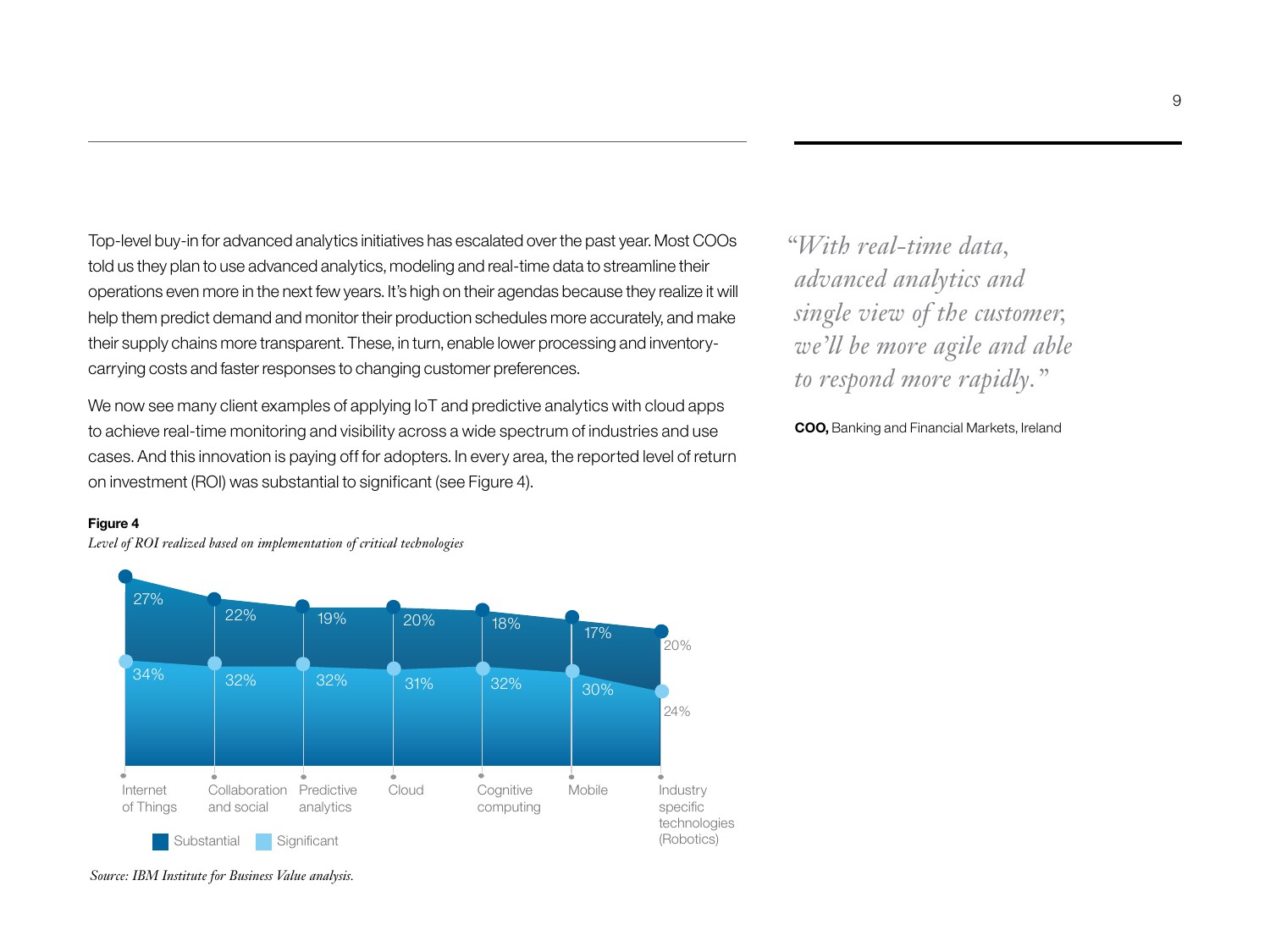Top-level buy-in for advanced analytics initiatives has escalated over the past year. Most COOs told us they plan to use advanced analytics, modeling and real-time data to streamline their operations even more in the next few years. It's high on their agendas because they realize it will help them predict demand and monitor their production schedules more accurately, and make their supply chains more transparent. These, in turn, enable lower processing and inventory-carrying costs and faster responses to changing customer preferences.

We now see many client examples of applying IoT and predictive analytics with cloud apps to achieve real-time monitoring and visibility across a wide spectrum of industries and use cases. And this innovation is paying off for adopters. In every area, the reported level of return on investment (ROI) was substantial to significant (see Figure 4).

**Figure 4**

*Level of ROI realized based on implementation of critical technologies*

| Technology | Substantial | Significant |
| --- | --- | --- |
| Internet of Things | 27% | 34% |
| Collaboration and social | 22% | 32% |
| Predictive analytics | 19% | 32% |
| Cloud | 20% | 31% |
| Cognitive computing | 18% | 32% |
| Mobile | 17% | 30% |
| Industry specific technologies (Robotics) | 20% | 24% |

*Source: IBM Institute for Business Value analysis.*

*"With real-time data, advanced analytics and single view of the customer, we'll be more agile and able to respond more rapidly."*

**COO,** Banking and Financial Markets, Ireland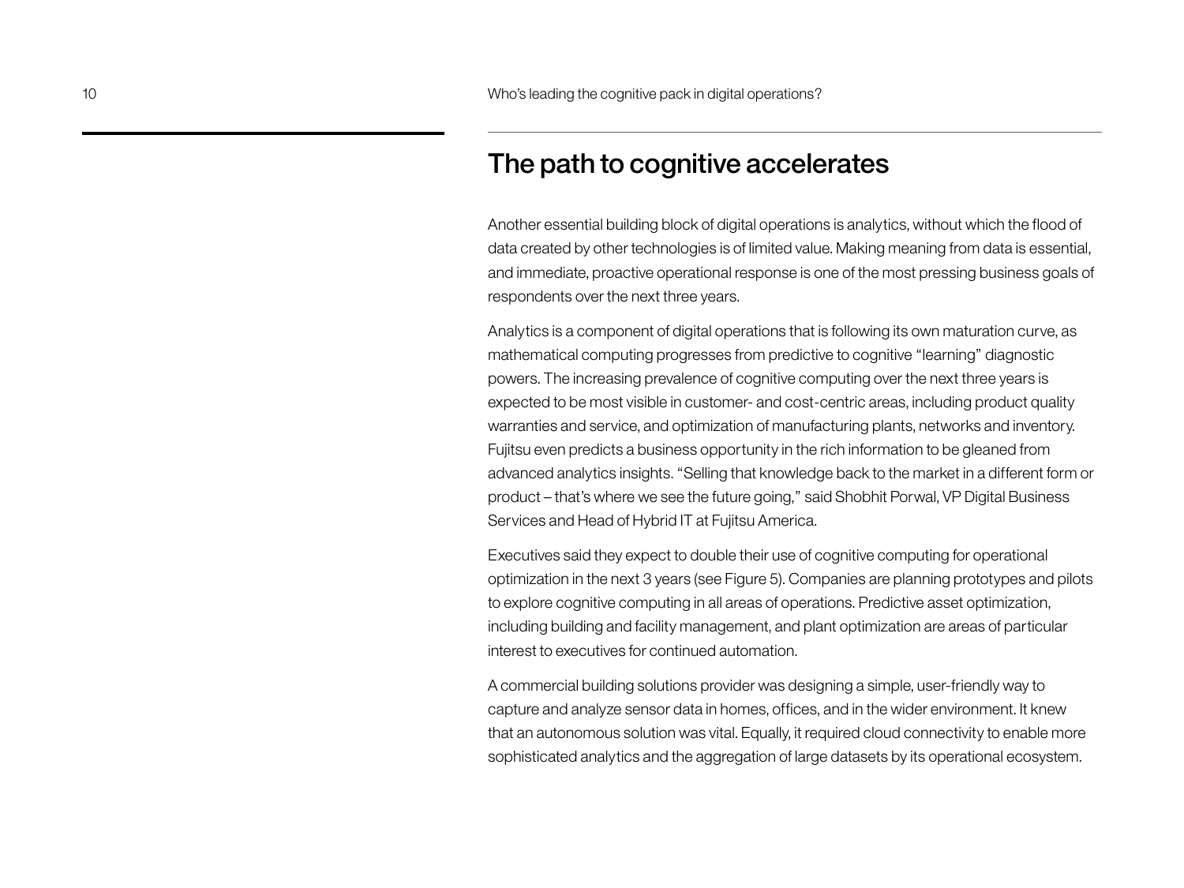## The path to cognitive accelerates

Another essential building block of digital operations is analytics, without which the flood of data created by other technologies is of limited value. Making meaning from data is essential, and immediate, proactive operational response is one of the most pressing business goals of respondents over the next three years.

Analytics is a component of digital operations that is following its own maturation curve, as mathematical computing progresses from predictive to cognitive "learning" diagnostic powers. The increasing prevalence of cognitive computing over the next three years is expected to be most visible in customer- and cost-centric areas, including product quality warranties and service, and optimization of manufacturing plants, networks and inventory. Fujitsu even predicts a business opportunity in the rich information to be gleaned from advanced analytics insights. "Selling that knowledge back to the market in a different form or product – that's where we see the future going," said Shobhit Porwal, VP Digital Business Services and Head of Hybrid IT at Fujitsu America.

Executives said they expect to double their use of cognitive computing for operational optimization in the next 3 years (see Figure 5). Companies are planning prototypes and pilots to explore cognitive computing in all areas of operations. Predictive asset optimization, including building and facility management, and plant optimization are areas of particular interest to executives for continued automation.

A commercial building solutions provider was designing a simple, user-friendly way to capture and analyze sensor data in homes, offices, and in the wider environment. It knew that an autonomous solution was vital. Equally, it required cloud connectivity to enable more sophisticated analytics and the aggregation of large datasets by its operational ecosystem.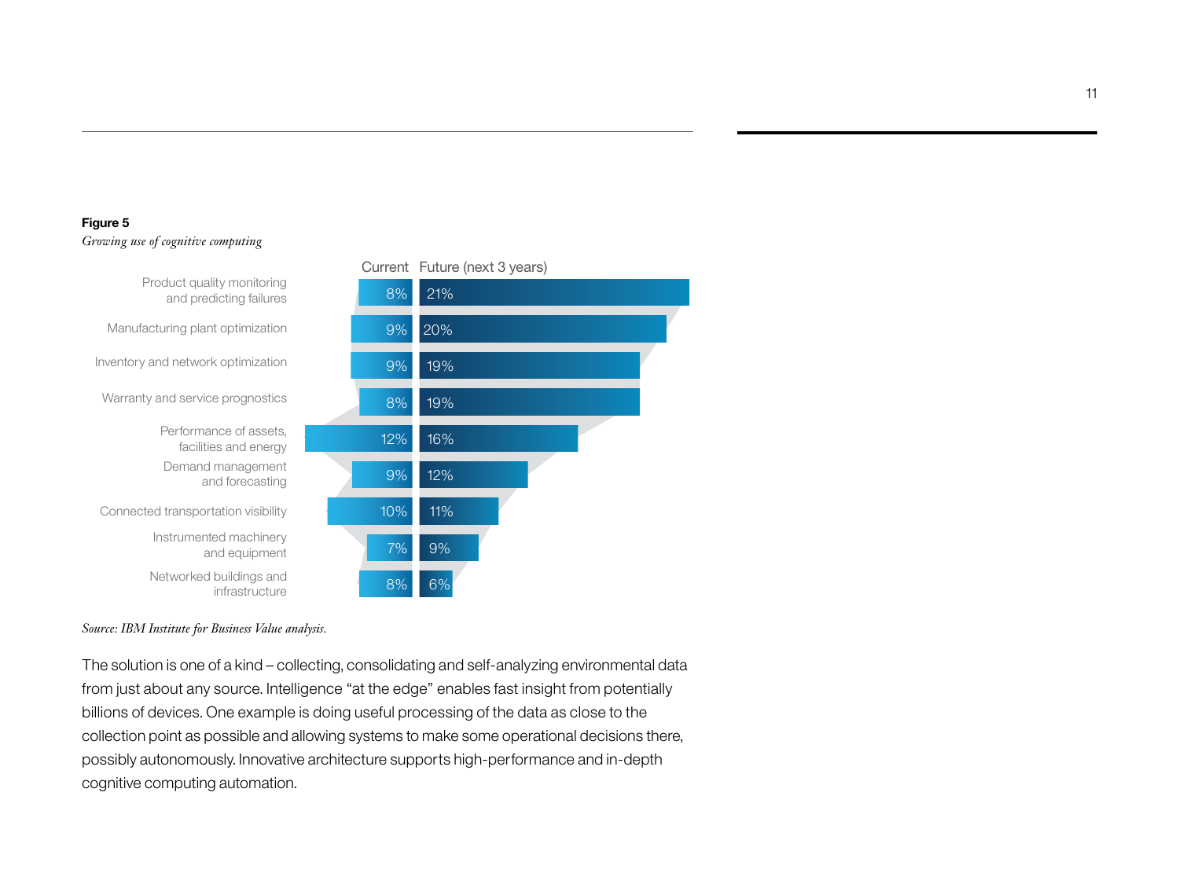**Figure 5**

*Growing use of cognitive computing*

| | Current | Future (next 3 years) |
|---|---|---|
| Product quality monitoring and predicting failures | 8% | 21% |
| Manufacturing plant optimization | 9% | 20% |
| Inventory and network optimization | 9% | 19% |
| Warranty and service prognostics | 8% | 19% |
| Performance of assets, facilities and energy | 12% | 16% |
| Demand management and forecasting | 9% | 12% |
| Connected transportation visibility | 10% | 11% |
| Instrumented machinery and equipment | 7% | 9% |
| Networked buildings and infrastructure | 8% | 6% |

*Source: IBM Institute for Business Value analysis.*

The solution is one of a kind – collecting, consolidating and self-analyzing environmental data from just about any source. Intelligence "at the edge" enables fast insight from potentially billions of devices. One example is doing useful processing of the data as close to the collection point as possible and allowing systems to make some operational decisions there, possibly autonomously. Innovative architecture supports high-performance and in-depth cognitive computing automation.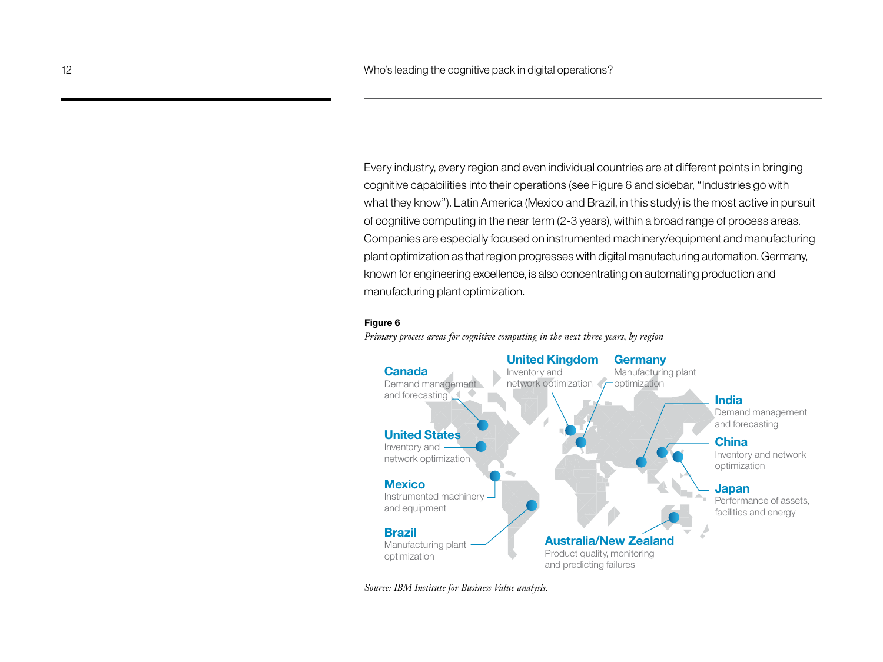Every industry, every region and even individual countries are at different points in bringing cognitive capabilities into their operations (see Figure 6 and sidebar, "Industries go with what they know"). Latin America (Mexico and Brazil, in this study) is the most active in pursuit of cognitive computing in the near term (2-3 years), within a broad range of process areas. Companies are especially focused on instrumented machinery/equipment and manufacturing plant optimization as that region progresses with digital manufacturing automation. Germany, known for engineering excellence, is also concentrating on automating production and manufacturing plant optimization.

**Figure 6**

*Primary process areas for cognitive computing in the next three years, by region*

**Canada**
Demand management and forecasting

**United States**
Inventory and network optimization

**Mexico**
Instrumented machinery and equipment

**Brazil**
Manufacturing plant optimization

**United Kingdom**
Inventory and network optimization

**Germany**
Manufacturing plant optimization

**India**
Demand management and forecasting

**China**
Inventory and network optimization

**Japan**
Performance of assets, facilities and energy

**Australia/New Zealand**
Product quality, monitoring and predicting failures

*Source: IBM Institute for Business Value analysis.*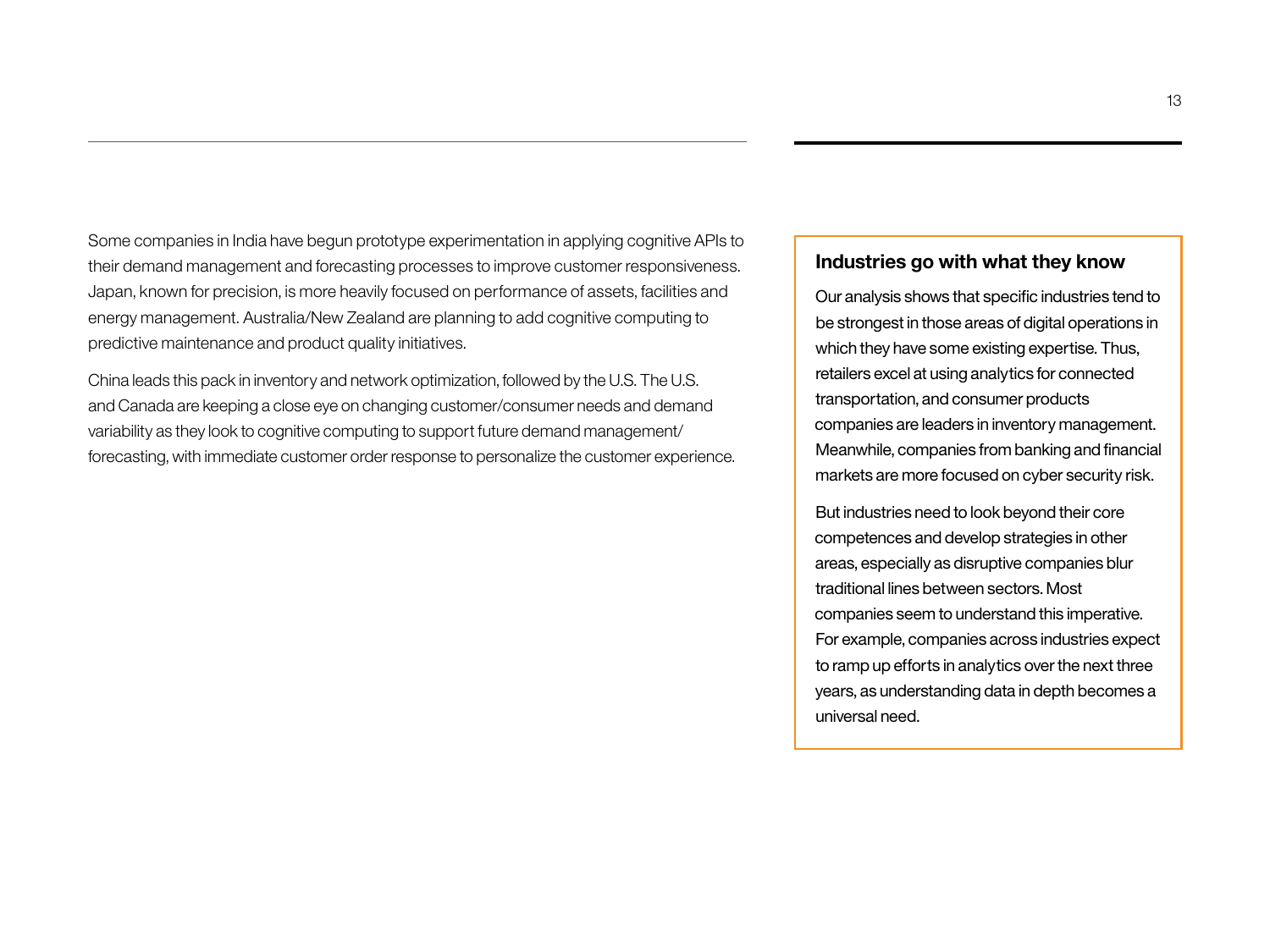Some companies in India have begun prototype experimentation in applying cognitive APIs to their demand management and forecasting processes to improve customer responsiveness. Japan, known for precision, is more heavily focused on performance of assets, facilities and energy management. Australia/New Zealand are planning to add cognitive computing to predictive maintenance and product quality initiatives.

China leads this pack in inventory and network optimization, followed by the U.S. The U.S. and Canada are keeping a close eye on changing customer/consumer needs and demand variability as they look to cognitive computing to support future demand management/forecasting, with immediate customer order response to personalize the customer experience.

### Industries go with what they know

Our analysis shows that specific industries tend to be strongest in those areas of digital operations in which they have some existing expertise. Thus, retailers excel at using analytics for connected transportation, and consumer products companies are leaders in inventory management. Meanwhile, companies from banking and financial markets are more focused on cyber security risk.

But industries need to look beyond their core competences and develop strategies in other areas, especially as disruptive companies blur traditional lines between sectors. Most companies seem to understand this imperative. For example, companies across industries expect to ramp up efforts in analytics over the next three years, as understanding data in depth becomes a universal need.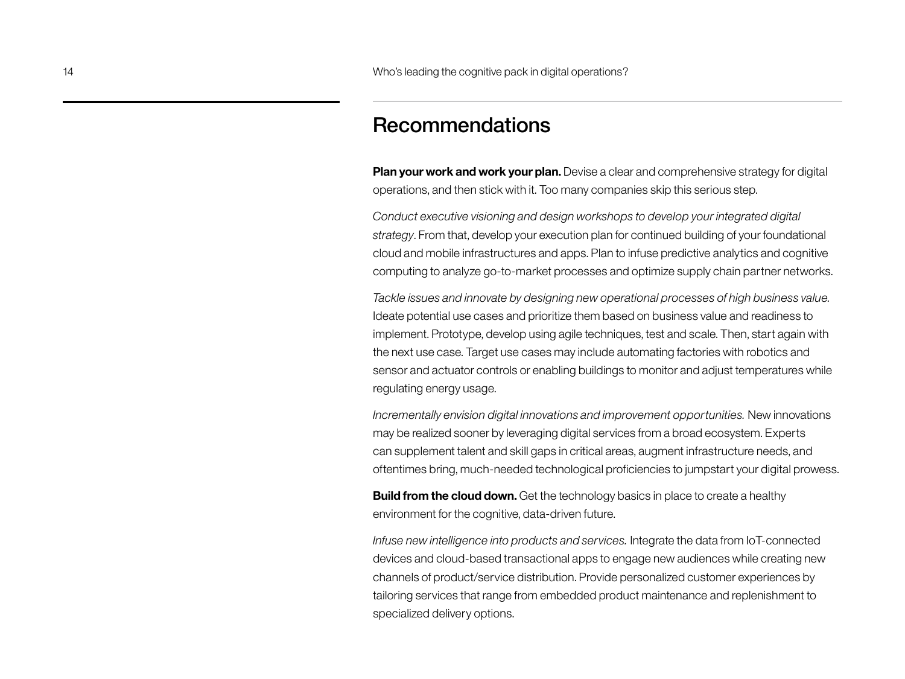## Recommendations

**Plan your work and work your plan.** Devise a clear and comprehensive strategy for digital operations, and then stick with it. Too many companies skip this serious step.

*Conduct executive visioning and design workshops to develop your integrated digital strategy*. From that, develop your execution plan for continued building of your foundational cloud and mobile infrastructures and apps. Plan to infuse predictive analytics and cognitive computing to analyze go-to-market processes and optimize supply chain partner networks.

*Tackle issues and innovate by designing new operational processes of high business value.* Ideate potential use cases and prioritize them based on business value and readiness to implement. Prototype, develop using agile techniques, test and scale. Then, start again with the next use case. Target use cases may include automating factories with robotics and sensor and actuator controls or enabling buildings to monitor and adjust temperatures while regulating energy usage.

*Incrementally envision digital innovations and improvement opportunities.* New innovations may be realized sooner by leveraging digital services from a broad ecosystem. Experts can supplement talent and skill gaps in critical areas, augment infrastructure needs, and oftentimes bring, much-needed technological proficiencies to jumpstart your digital prowess.

**Build from the cloud down.** Get the technology basics in place to create a healthy environment for the cognitive, data-driven future.

*Infuse new intelligence into products and services.* Integrate the data from IoT-connected devices and cloud-based transactional apps to engage new audiences while creating new channels of product/service distribution. Provide personalized customer experiences by tailoring services that range from embedded product maintenance and replenishment to specialized delivery options.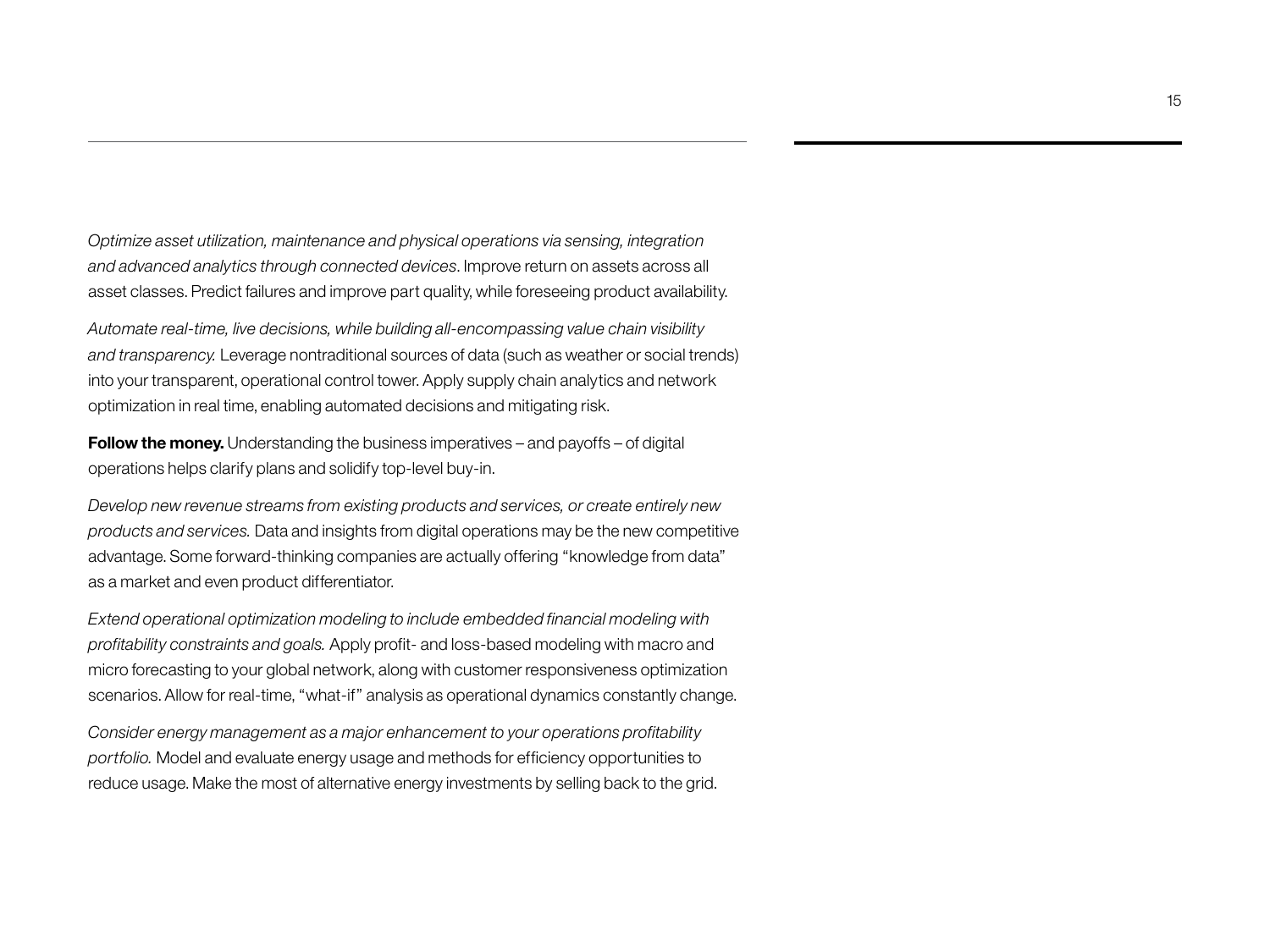*Optimize asset utilization, maintenance and physical operations via sensing, integration and advanced analytics through connected devices*. Improve return on assets across all asset classes. Predict failures and improve part quality, while foreseeing product availability.

*Automate real-time, live decisions, while building all-encompassing value chain visibility and transparency.* Leverage nontraditional sources of data (such as weather or social trends) into your transparent, operational control tower. Apply supply chain analytics and network optimization in real time, enabling automated decisions and mitigating risk.

**Follow the money.** Understanding the business imperatives – and payoffs – of digital operations helps clarify plans and solidify top-level buy-in.

*Develop new revenue streams from existing products and services, or create entirely new products and services.* Data and insights from digital operations may be the new competitive advantage. Some forward-thinking companies are actually offering "knowledge from data" as a market and even product differentiator.

*Extend operational optimization modeling to include embedded financial modeling with profitability constraints and goals.* Apply profit- and loss-based modeling with macro and micro forecasting to your global network, along with customer responsiveness optimization scenarios. Allow for real-time, "what-if" analysis as operational dynamics constantly change.

*Consider energy management as a major enhancement to your operations profitability portfolio.* Model and evaluate energy usage and methods for efficiency opportunities to reduce usage. Make the most of alternative energy investments by selling back to the grid.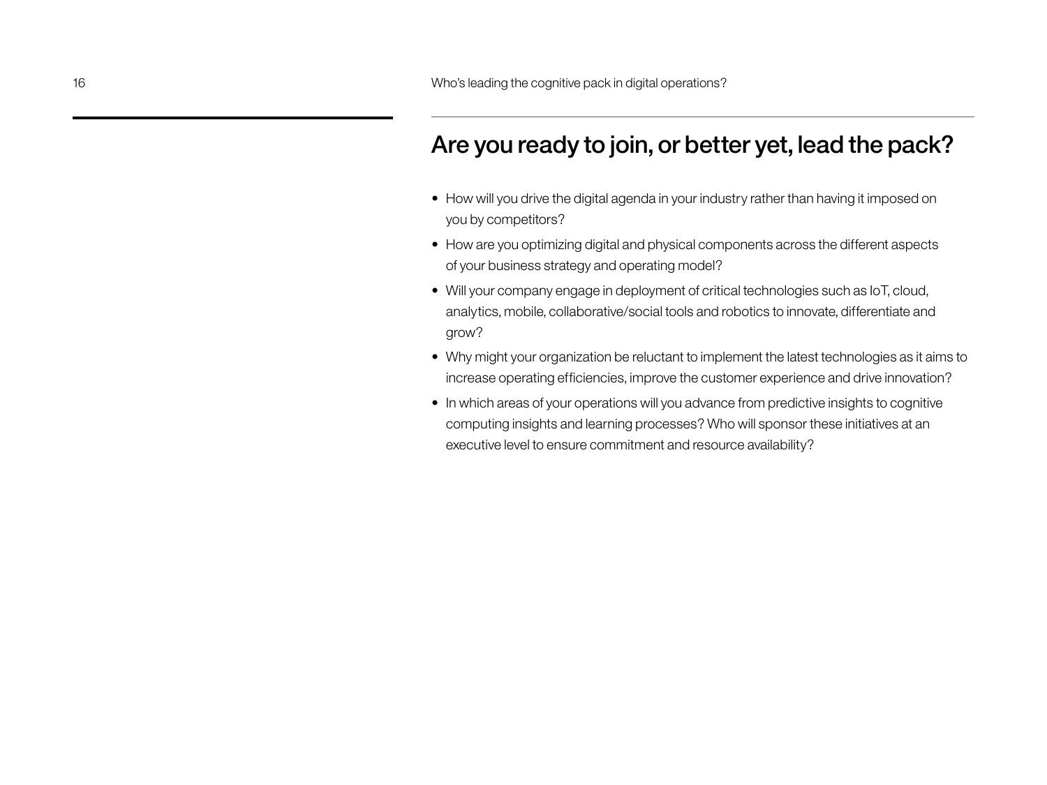## Are you ready to join, or better yet, lead the pack?

- How will you drive the digital agenda in your industry rather than having it imposed on you by competitors?
- How are you optimizing digital and physical components across the different aspects of your business strategy and operating model?
- Will your company engage in deployment of critical technologies such as IoT, cloud, analytics, mobile, collaborative/social tools and robotics to innovate, differentiate and grow?
- Why might your organization be reluctant to implement the latest technologies as it aims to increase operating efficiencies, improve the customer experience and drive innovation?
- In which areas of your operations will you advance from predictive insights to cognitive computing insights and learning processes? Who will sponsor these initiatives at an executive level to ensure commitment and resource availability?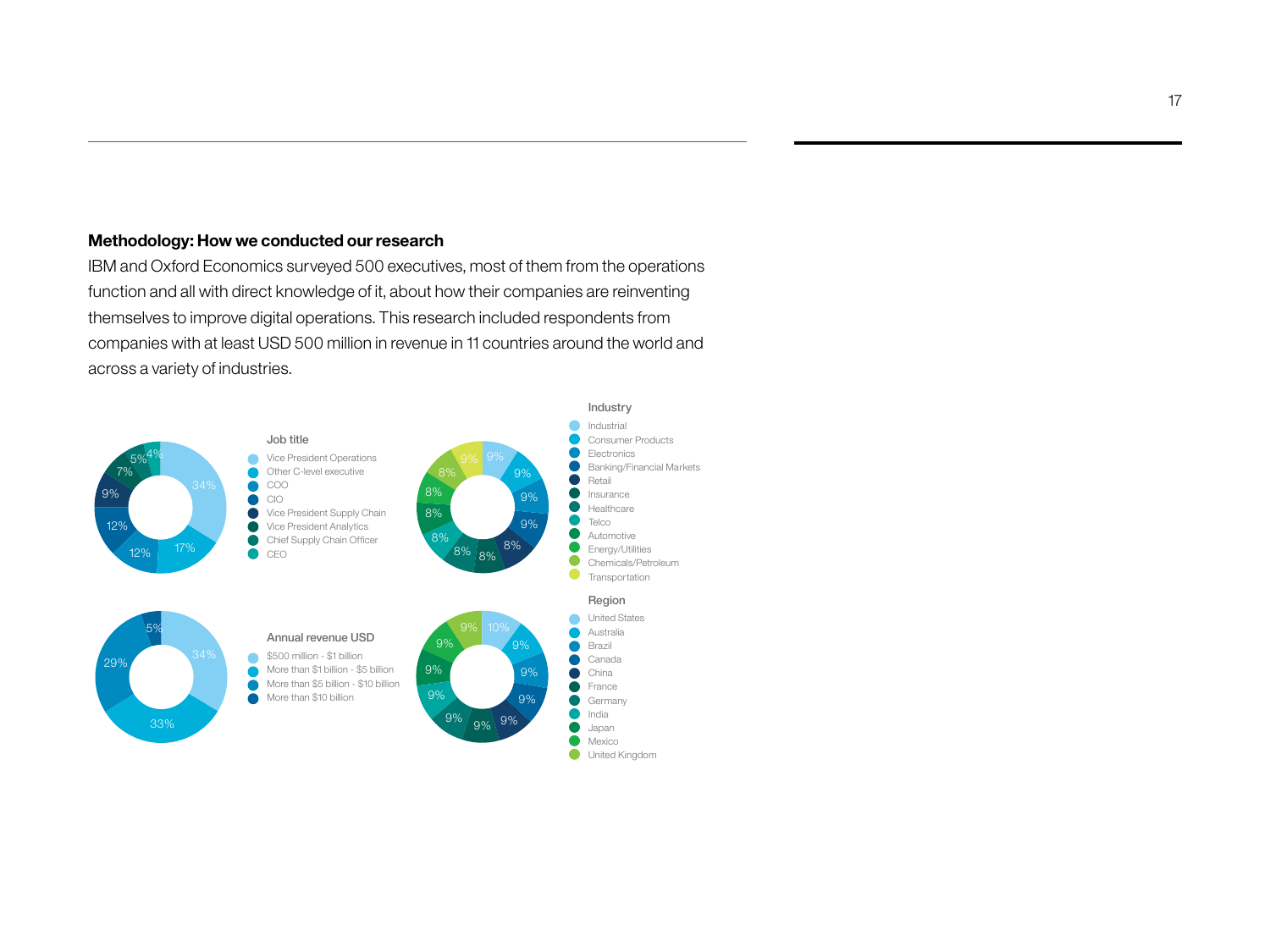### Methodology: How we conducted our research

IBM and Oxford Economics surveyed 500 executives, most of them from the operations function and all with direct knowledge of it, about how their companies are reinventing themselves to improve digital operations. This research included respondents from companies with at least USD 500 million in revenue in 11 countries around the world and across a variety of industries.

**Job title**

| Job title | % |
|---|---|
| Vice President Operations | 34% |
| Other C-level executive | 17% |
| COO | 12% |
| CIO | 12% |
| Vice President Supply Chain | 9% |
| Vice President Analytics | 7% |
| Chief Supply Chain Officer | 5% |
| CEO | 4% |

**Industry**

| Industry | % |
|---|---|
| Industrial | 9% |
| Consumer Products | 9% |
| Electronics | 9% |
| Banking/Financial Markets | 9% |
| Retail | 8% |
| Insurance | 8% |
| Healthcare | 8% |
| Telco | 8% |
| Automotive | 8% |
| Energy/Utilities | 8% |
| Chemicals/Petroleum | 8% |
| Transportation | 9% |

**Annual revenue USD**

| Annual revenue USD | % |
|---|---|
| $500 million - $1 billion | 34% |
| More than $1 billion - $5 billion | 33% |
| More than $5 billion - $10 billion | 29% |
| More than $10 billion | 5% |

**Region**

| Region | % |
|---|---|
| United States | 10% |
| Australia | 9% |
| Brazil | 9% |
| Canada | 9% |
| China | 9% |
| France | 9% |
| Germany | 9% |
| India | 9% |
| Japan | 9% |
| Mexico | 9% |
| United Kingdom | 9% |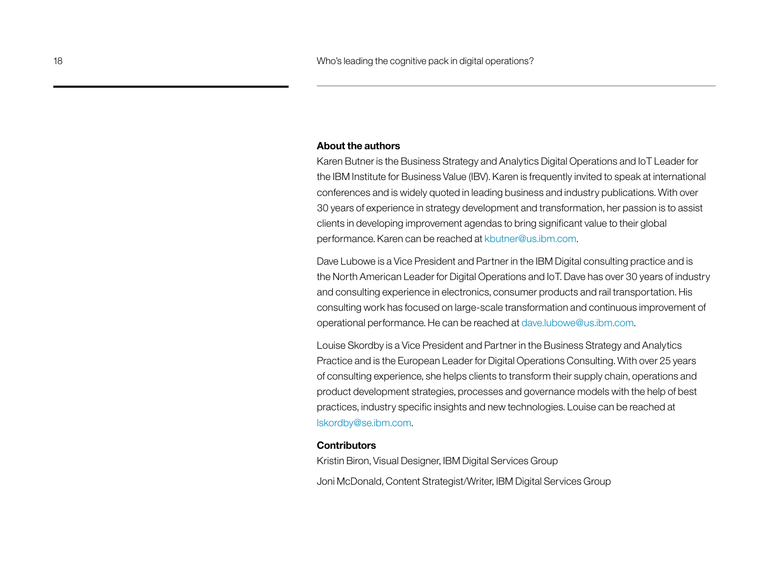## About the authors

Karen Butner is the Business Strategy and Analytics Digital Operations and IoT Leader for the IBM Institute for Business Value (IBV). Karen is frequently invited to speak at international conferences and is widely quoted in leading business and industry publications. With over 30 years of experience in strategy development and transformation, her passion is to assist clients in developing improvement agendas to bring significant value to their global performance. Karen can be reached at kbutner@us.ibm.com.

Dave Lubowe is a Vice President and Partner in the IBM Digital consulting practice and is the North American Leader for Digital Operations and IoT. Dave has over 30 years of industry and consulting experience in electronics, consumer products and rail transportation. His consulting work has focused on large-scale transformation and continuous improvement of operational performance. He can be reached at dave.lubowe@us.ibm.com.

Louise Skordby is a Vice President and Partner in the Business Strategy and Analytics Practice and is the European Leader for Digital Operations Consulting. With over 25 years of consulting experience, she helps clients to transform their supply chain, operations and product development strategies, processes and governance models with the help of best practices, industry specific insights and new technologies. Louise can be reached at lskordby@se.ibm.com.

## Contributors

Kristin Biron, Visual Designer, IBM Digital Services Group

Joni McDonald, Content Strategist/Writer, IBM Digital Services Group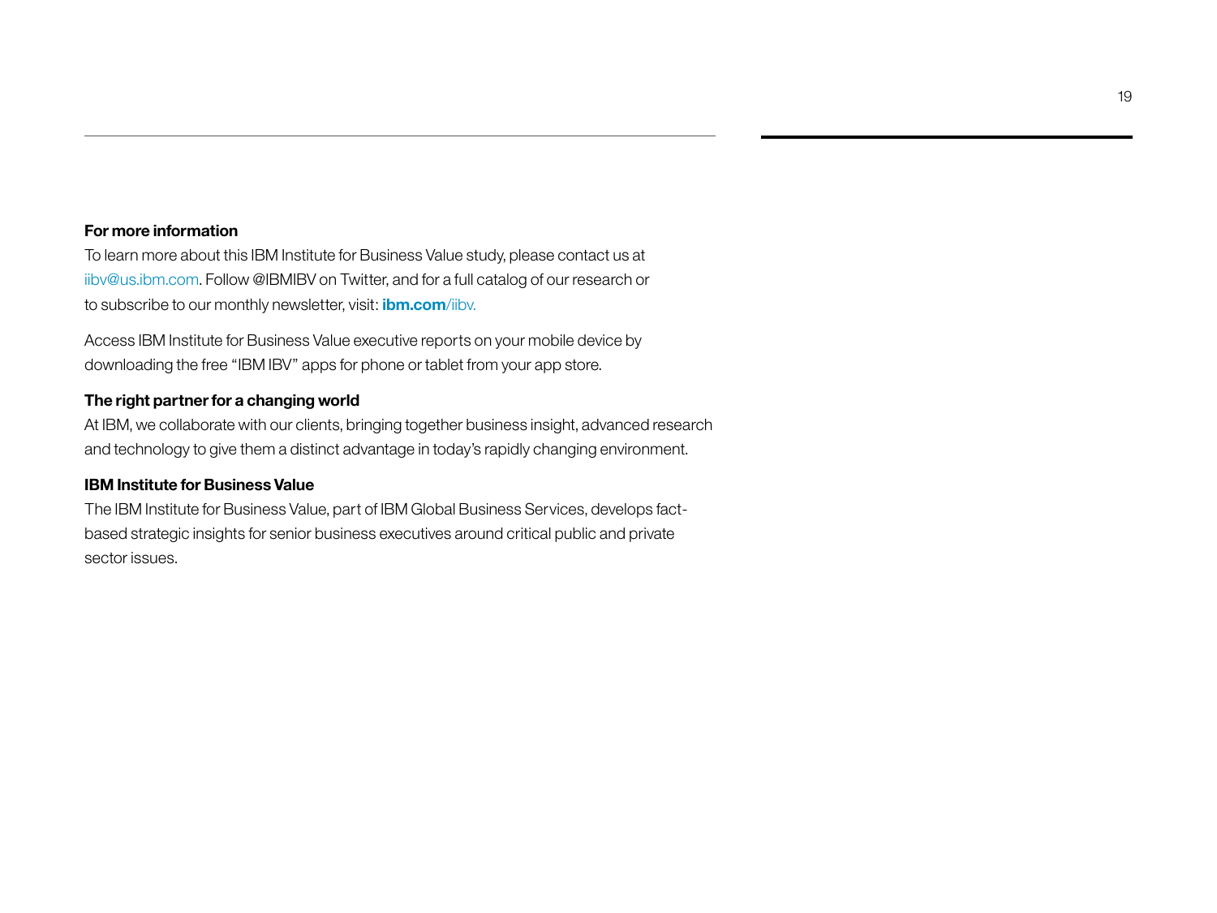**For more information**

To learn more about this IBM Institute for Business Value study, please contact us at iibv@us.ibm.com. Follow @IBMIBV on Twitter, and for a full catalog of our research or to subscribe to our monthly newsletter, visit: **ibm.com**/iibv.

Access IBM Institute for Business Value executive reports on your mobile device by downloading the free "IBM IBV" apps for phone or tablet from your app store.

**The right partner for a changing world**

At IBM, we collaborate with our clients, bringing together business insight, advanced research and technology to give them a distinct advantage in today's rapidly changing environment.

**IBM Institute for Business Value**

The IBM Institute for Business Value, part of IBM Global Business Services, develops fact-based strategic insights for senior business executives around critical public and private sector issues.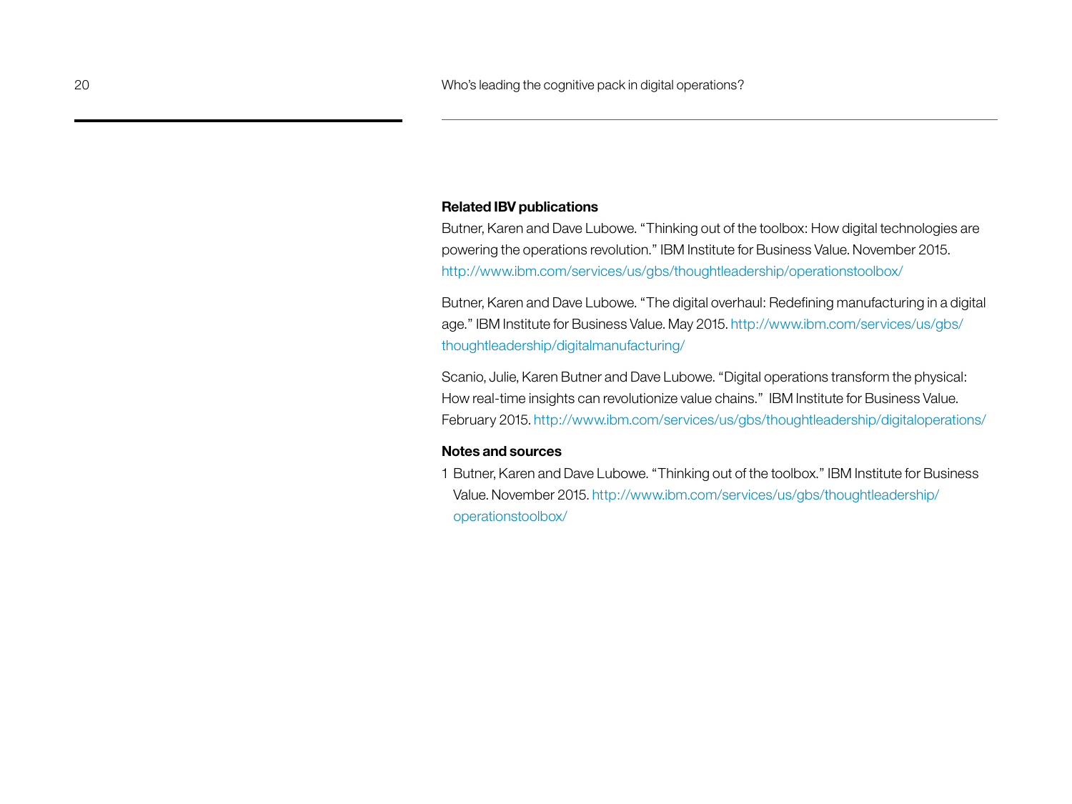## Related IBV publications

Butner, Karen and Dave Lubowe. "Thinking out of the toolbox: How digital technologies are powering the operations revolution." IBM Institute for Business Value. November 2015. http://www.ibm.com/services/us/gbs/thoughtleadership/operationstoolbox/

Butner, Karen and Dave Lubowe. "The digital overhaul: Redefining manufacturing in a digital age." IBM Institute for Business Value. May 2015. http://www.ibm.com/services/us/gbs/thoughtleadership/digitalmanufacturing/

Scanio, Julie, Karen Butner and Dave Lubowe. "Digital operations transform the physical: How real-time insights can revolutionize value chains." IBM Institute for Business Value. February 2015. http://www.ibm.com/services/us/gbs/thoughtleadership/digitaloperations/

## Notes and sources

1 Butner, Karen and Dave Lubowe. "Thinking out of the toolbox." IBM Institute for Business Value. November 2015. http://www.ibm.com/services/us/gbs/thoughtleadership/operationstoolbox/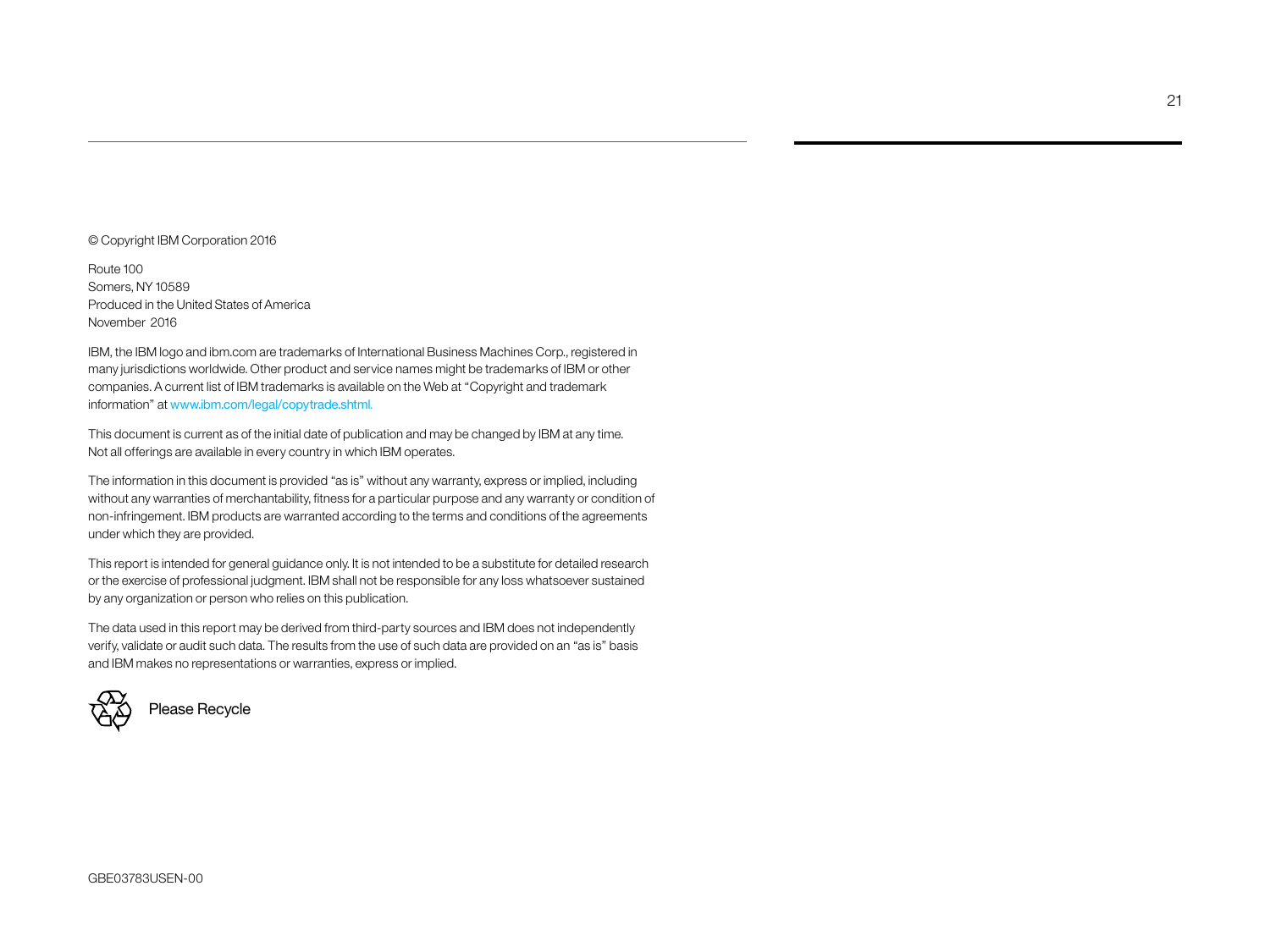© Copyright IBM Corporation 2016

Route 100
Somers, NY 10589
Produced in the United States of America
November 2016

IBM, the IBM logo and ibm.com are trademarks of International Business Machines Corp., registered in many jurisdictions worldwide. Other product and service names might be trademarks of IBM or other companies. A current list of IBM trademarks is available on the Web at "Copyright and trademark information" at www.ibm.com/legal/copytrade.shtml.

This document is current as of the initial date of publication and may be changed by IBM at any time. Not all offerings are available in every country in which IBM operates.

The information in this document is provided "as is" without any warranty, express or implied, including without any warranties of merchantability, fitness for a particular purpose and any warranty or condition of non-infringement. IBM products are warranted according to the terms and conditions of the agreements under which they are provided.

This report is intended for general guidance only. It is not intended to be a substitute for detailed research or the exercise of professional judgment. IBM shall not be responsible for any loss whatsoever sustained by any organization or person who relies on this publication.

The data used in this report may be derived from third-party sources and IBM does not independently verify, validate or audit such data. The results from the use of such data are provided on an "as is" basis and IBM makes no representations or warranties, express or implied.

Please Recycle

GBE03783USEN-00